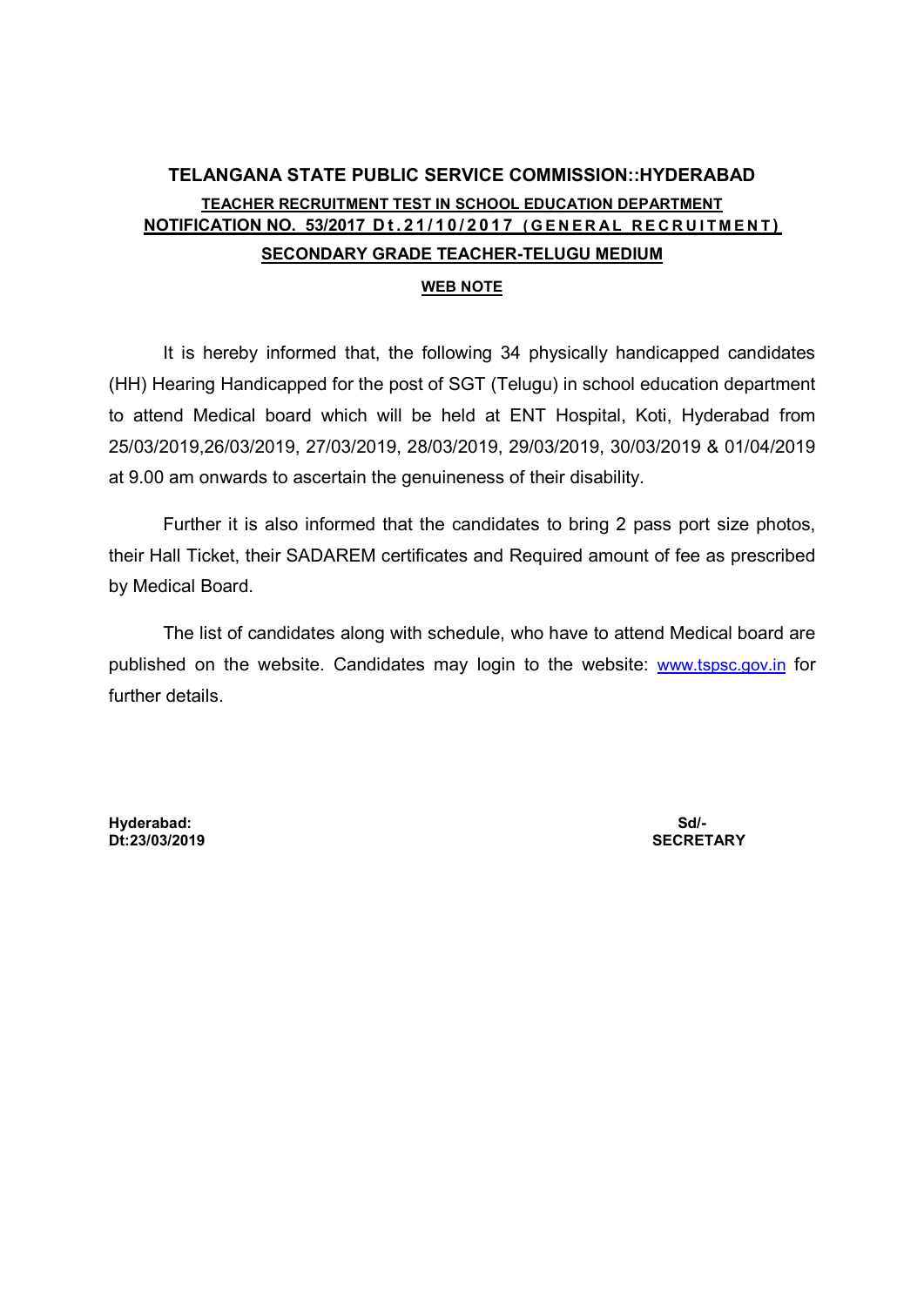# TELANGANA STATE PUBLIC SERVICE COMMISSION::HYDERABAD

## TEACHER RECRUITMENT TEST IN SCHOOL EDUCATION DEPARTMENT

## NOTIFICATION NO. 53/2017 Dt.21/10/2017 (GENERAL RECRUITMENT)

## SECONDARY GRADE TEACHER-TELUGU MEDIUM

### WEB NOTE

It is hereby informed that, the following 34 physically handicapped candidates (HH) Hearing Handicapped for the post of SGT (Telugu) in school education department to attend Medical board which will be held at ENT Hospital, Koti, Hyderabad from 25/03/2019,26/03/2019, 27/03/2019, 28/03/2019, 29/03/2019, 30/03/2019 & 01/04/2019 at 9.00 am onwards to ascertain the genuineness of their disability.

Further it is also informed that the candidates to bring 2 pass port size photos, their Hall Ticket, their SADAREM certificates and Required amount of fee as prescribed by Medical Board.

The list of candidates along with schedule, who have to attend Medical board are published on the website. Candidates may login to the website: www.tspsc.gov.in for further details.

**Hyderabad:**
**Dt:23/03/2019**

**Sd/-**
**SECRETARY**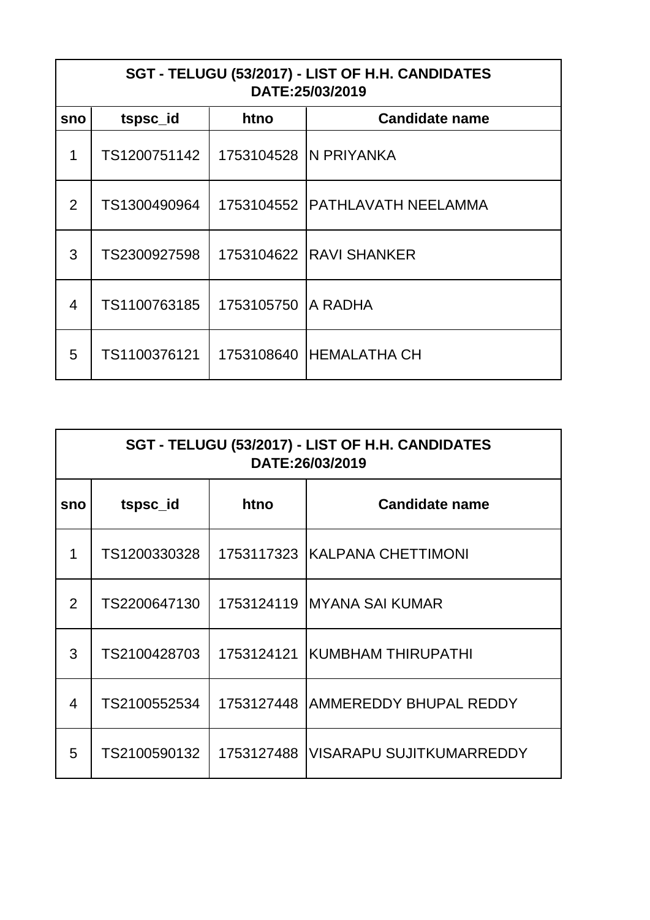| SGT - TELUGU (53/2017) - LIST OF H.H. CANDIDATES DATE:25/03/2019 | | | |
|---|---|---|---|
| sno | tspsc_id | htno | Candidate name |
| 1 | TS1200751142 | 1753104528 | N PRIYANKA |
| 2 | TS1300490964 | 1753104552 | PATHLAVATH NEELAMMA |
| 3 | TS2300927598 | 1753104622 | RAVI SHANKER |
| 4 | TS1100763185 | 1753105750 | A RADHA |
| 5 | TS1100376121 | 1753108640 | HEMALATHA CH |

| SGT - TELUGU (53/2017) - LIST OF H.H. CANDIDATES DATE:26/03/2019 | | | |
|---|---|---|---|
| sno | tspsc_id | htno | Candidate name |
| 1 | TS1200330328 | 1753117323 | KALPANA CHETTIMONI |
| 2 | TS2200647130 | 1753124119 | MYANA SAI KUMAR |
| 3 | TS2100428703 | 1753124121 | KUMBHAM THIRUPATHI |
| 4 | TS2100552534 | 1753127448 | AMMEREDDY BHUPAL REDDY |
| 5 | TS2100590132 | 1753127488 | VISARAPU SUJITKUMARREDDY |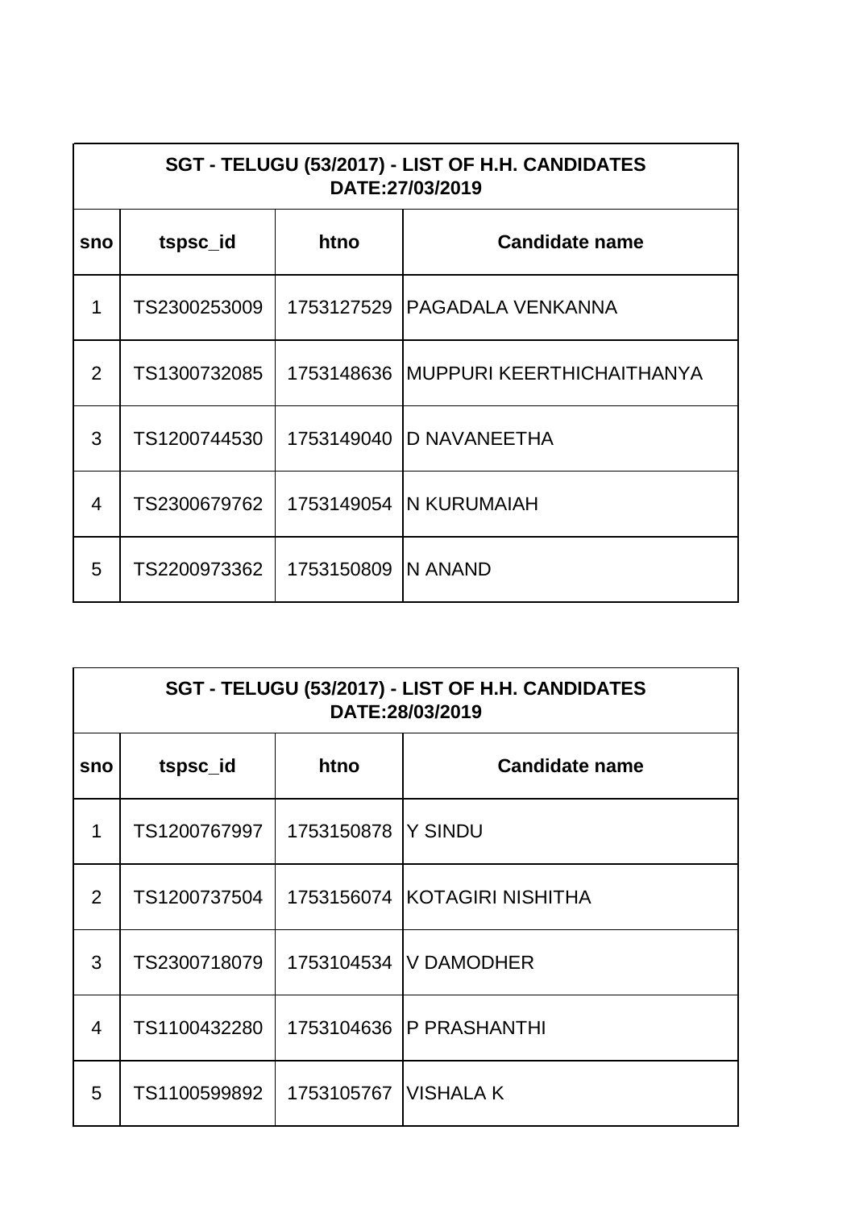| SGT - TELUGU (53/2017) - LIST OF H.H. CANDIDATES DATE:27/03/2019 | | | |
|---|---|---|---|
| **sno** | **tspsc_id** | **htno** | **Candidate name** |
| 1 | TS2300253009 | 1753127529 | PAGADALA VENKANNA |
| 2 | TS1300732085 | 1753148636 | MUPPURI KEERTHICHAITHANYA |
| 3 | TS1200744530 | 1753149040 | D NAVANEETHA |
| 4 | TS2300679762 | 1753149054 | N KURUMAIAH |
| 5 | TS2200973362 | 1753150809 | N ANAND |

| SGT - TELUGU (53/2017) - LIST OF H.H. CANDIDATES DATE:28/03/2019 | | | |
|---|---|---|---|
| **sno** | **tspsc_id** | **htno** | **Candidate name** |
| 1 | TS1200767997 | 1753150878 | Y SINDU |
| 2 | TS1200737504 | 1753156074 | KOTAGIRI NISHITHA |
| 3 | TS2300718079 | 1753104534 | V DAMODHER |
| 4 | TS1100432280 | 1753104636 | P PRASHANTHI |
| 5 | TS1100599892 | 1753105767 | VISHALA K |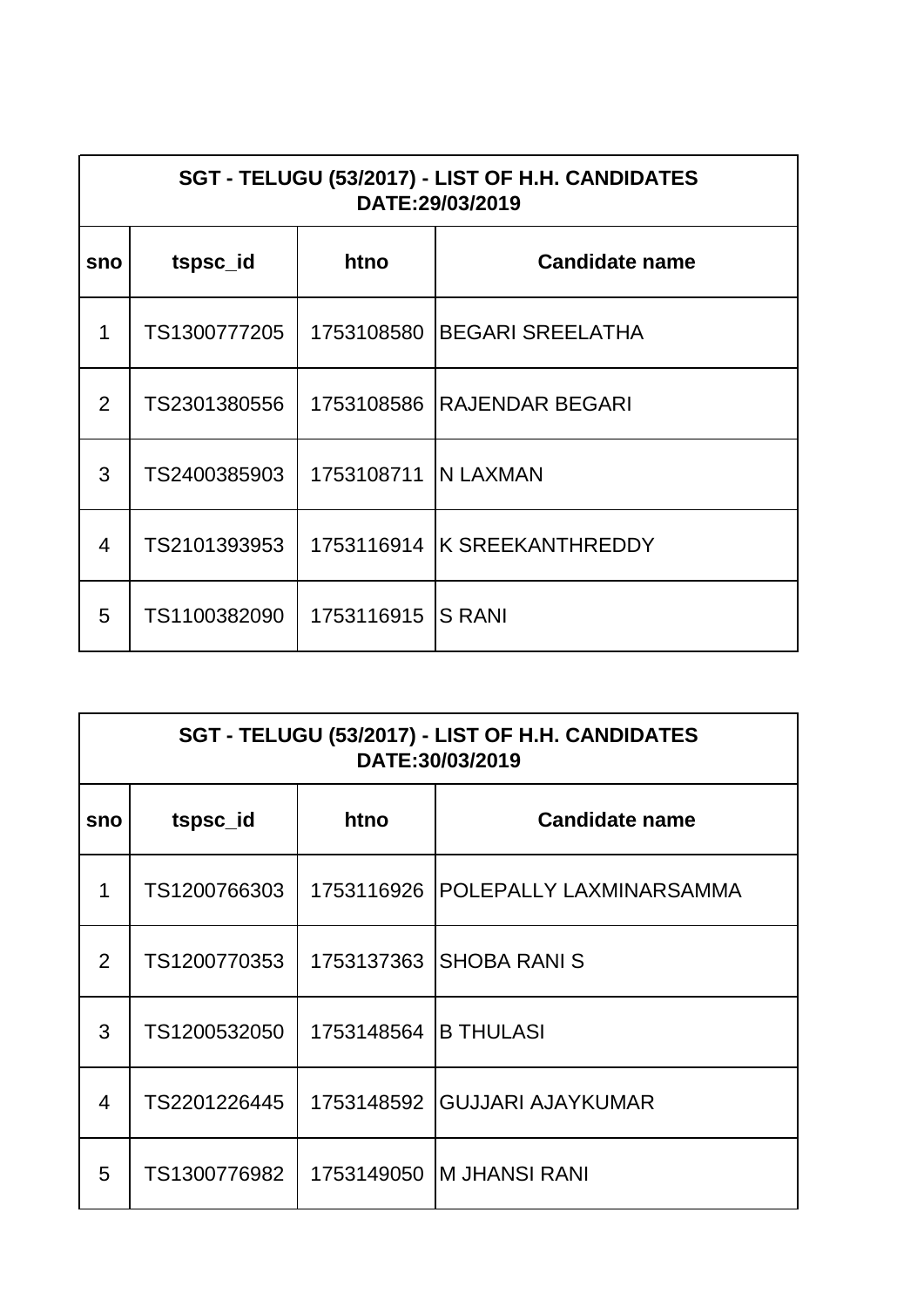| SGT - TELUGU (53/2017) - LIST OF H.H. CANDIDATES DATE:29/03/2019 | | | |
|---|---|---|---|
| sno | tspsc_id | htno | Candidate name |
| 1 | TS1300777205 | 1753108580 | BEGARI SREELATHA |
| 2 | TS2301380556 | 1753108586 | RAJENDAR BEGARI |
| 3 | TS2400385903 | 1753108711 | N LAXMAN |
| 4 | TS2101393953 | 1753116914 | K SREEKANTHREDDY |
| 5 | TS1100382090 | 1753116915 | S RANI |

| SGT - TELUGU (53/2017) - LIST OF H.H. CANDIDATES DATE:30/03/2019 | | | |
|---|---|---|---|
| sno | tspsc_id | htno | Candidate name |
| 1 | TS1200766303 | 1753116926 | POLEPALLY LAXMINARSAMMA |
| 2 | TS1200770353 | 1753137363 | SHOBA RANI S |
| 3 | TS1200532050 | 1753148564 | B THULASI |
| 4 | TS2201226445 | 1753148592 | GUJJARI AJAYKUMAR |
| 5 | TS1300776982 | 1753149050 | M JHANSI RANI |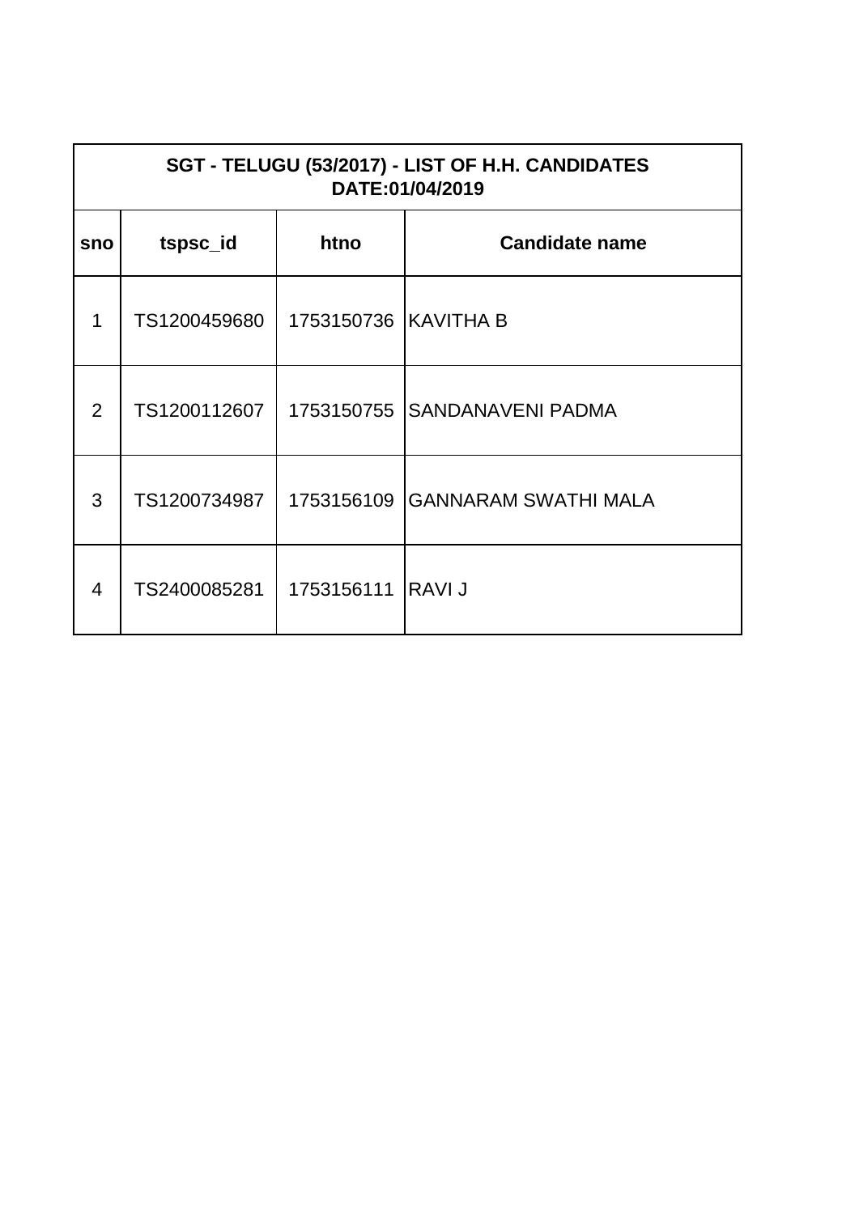| SGT - TELUGU (53/2017) - LIST OF H.H. CANDIDATES DATE:01/04/2019 | | | |
|---|---|---|---|
| **sno** | **tspsc_id** | **htno** | **Candidate name** |
| 1 | TS1200459680 | 1753150736 | KAVITHA B |
| 2 | TS1200112607 | 1753150755 | SANDANAVENI PADMA |
| 3 | TS1200734987 | 1753156109 | GANNARAM SWATHI MALA |
| 4 | TS2400085281 | 1753156111 | RAVI J |